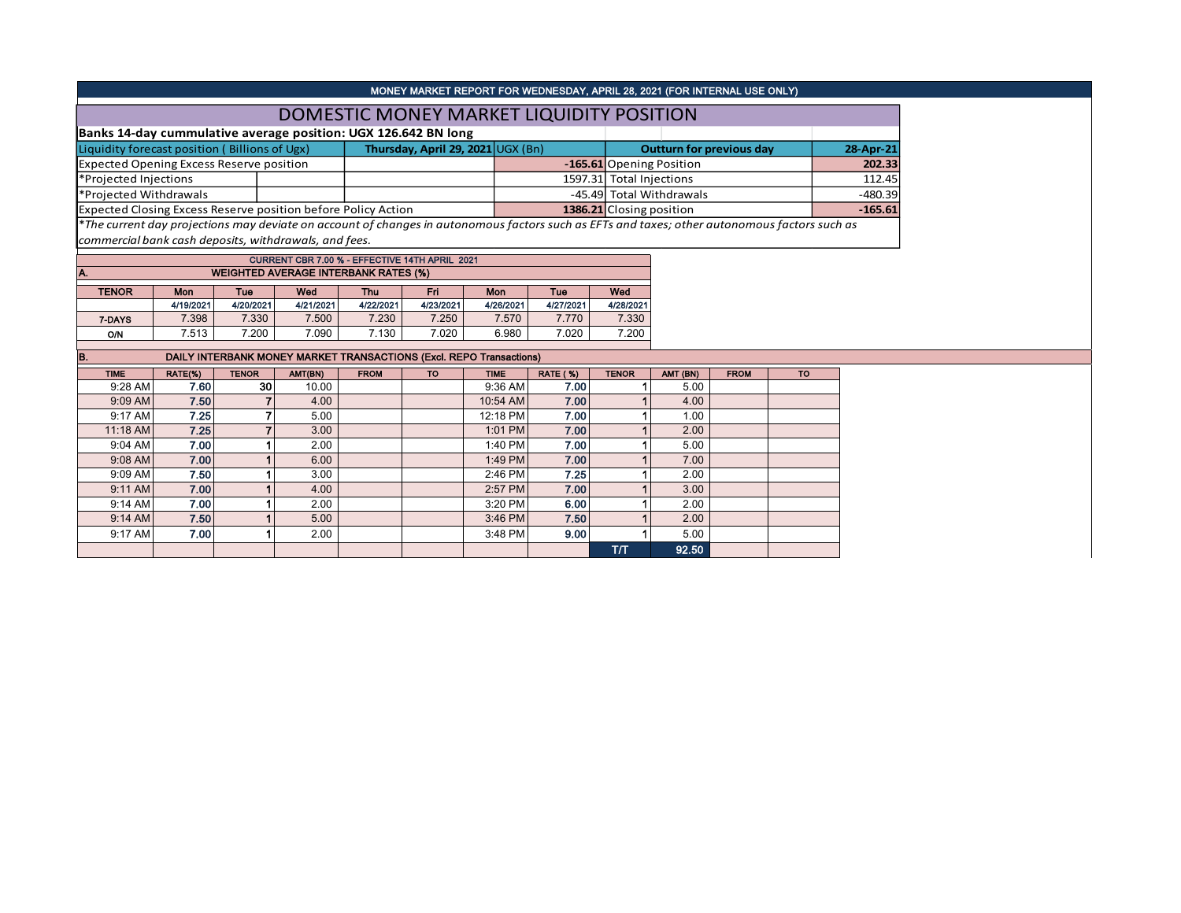MONEY MARKET REPORT FOR WEDNESDAY, APRIL 28, 2021 (FOR INTERNAL USE ONLY)

# DOMESTIC MONEY MARKET LIQUIDITY POSITION

**Banks 14-day cummulative average position: UGX 126.642 BN long**

| Liquidity forecast position ( Billions of Ugx) | Thursday, April 29, 2021 UGX (Bn) | Outturn for previous day | 28-Apr-21 |
|---|---|---|---|
| Expected Opening Excess Reserve position | **-165.61** | Opening Position | **202.33** |
| *Projected Injections | 1597.31 | Total Injections | 112.45 |
| *Projected Withdrawals | -45.49 | Total Withdrawals | -480.39 |
| Expected Closing Excess Reserve position before Policy Action | **1386.21** | Closing position | **-165.61** |

*\*The current day projections may deviate on account of changes in autonomous factors such as EFTs and taxes; other autonomous factors such as commercial bank cash deposits, withdrawals, and fees.*

CURRENT CBR 7.00 % - EFFECTIVE 14TH APRIL 2021

**A. WEIGHTED AVERAGE INTERBANK RATES (%)**

| TENOR | Mon | Tue | Wed | Thu | Fri | Mon | Tue | Wed |
|---|---|---|---|---|---|---|---|---|
| | 4/19/2021 | 4/20/2021 | 4/21/2021 | 4/22/2021 | 4/23/2021 | 4/26/2021 | 4/27/2021 | 4/28/2021 |
| 7-DAYS | 7.398 | 7.330 | 7.500 | 7.230 | 7.250 | 7.570 | 7.770 | 7.330 |
| O/N | 7.513 | 7.200 | 7.090 | 7.130 | 7.020 | 6.980 | 7.020 | 7.200 |

**B. DAILY INTERBANK MONEY MARKET TRANSACTIONS (Excl. REPO Transactions)**

| TIME | RATE(%) | TENOR | AMT(BN) | FROM | TO | TIME | RATE ( %) | TENOR | AMT (BN) | FROM | TO |
|---|---|---|---|---|---|---|---|---|---|---|---|
| 9:28 AM | 7.60 | 30 | 10.00 | | | 9:36 AM | 7.00 | 1 | 5.00 | | |
| 9:09 AM | 7.50 | 7 | 4.00 | | | 10:54 AM | 7.00 | 1 | 4.00 | | |
| 9:17 AM | 7.25 | 7 | 5.00 | | | 12:18 PM | 7.00 | 1 | 1.00 | | |
| 11:18 AM | 7.25 | 7 | 3.00 | | | 1:01 PM | 7.00 | 1 | 2.00 | | |
| 9:04 AM | 7.00 | 1 | 2.00 | | | 1:40 PM | 7.00 | 1 | 5.00 | | |
| 9:08 AM | 7.00 | 1 | 6.00 | | | 1:49 PM | 7.00 | 1 | 7.00 | | |
| 9:09 AM | 7.50 | 1 | 3.00 | | | 2:46 PM | 7.25 | 1 | 2.00 | | |
| 9:11 AM | 7.00 | 1 | 4.00 | | | 2:57 PM | 7.00 | 1 | 3.00 | | |
| 9:14 AM | 7.00 | 1 | 2.00 | | | 3:20 PM | 6.00 | 1 | 2.00 | | |
| 9:14 AM | 7.50 | 1 | 5.00 | | | 3:46 PM | 7.50 | 1 | 2.00 | | |
| 9:17 AM | 7.00 | 1 | 2.00 | | | 3:48 PM | 9.00 | 1 | 5.00 | | |
| | | | | | | | | T/T | 92.50 | | |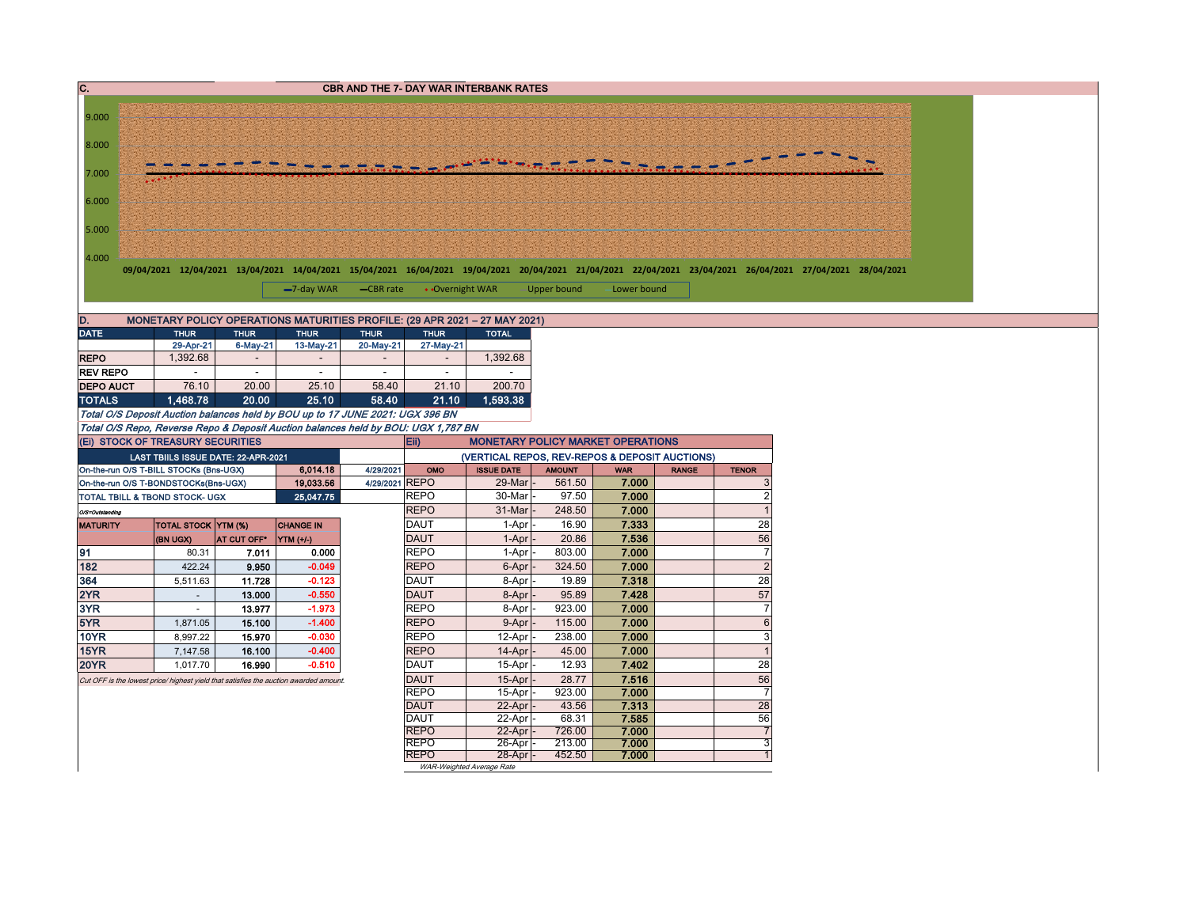## C. CBR AND THE 7- DAY WAR INTERBANK RATES

9.000
8.000
7.000
6.000
5.000
4.000

09/04/2021 12/04/2021 13/04/2021 14/04/2021 15/04/2021 16/04/2021 19/04/2021 20/04/2021 21/04/2021 22/04/2021 23/04/2021 26/04/2021 27/04/2021 28/04/2021

7-day WAR | CBR rate | Overnight WAR | Upper bound | Lower bound

## D. MONETARY POLICY OPERATIONS MATURITIES PROFILE: (29 APR 2021 – 27 MAY 2021)

| DATE | THUR | THUR | THUR | THUR | THUR | TOTAL |
|---|---|---|---|---|---|---|
| | 29-Apr-21 | 6-May-21 | 13-May-21 | 20-May-21 | 27-May-21 | |
| REPO | 1,392.68 | - | - | - | - | 1,392.68 |
| REV REPO | - | - | - | - | - | - |
| DEPO AUCT | 76.10 | 20.00 | 25.10 | 58.40 | 21.10 | 200.70 |
| TOTALS | 1,468.78 | 20.00 | 25.10 | 58.40 | 21.10 | 1,593.38 |

*Total O/S Deposit Auction balances held by BOU up to 17 JUNE 2021: UGX 396 BN*

*Total O/S Repo, Reverse Repo & Deposit Auction balances held by BOU: UGX 1,787 BN*

### (Ei) STOCK OF TREASURY SECURITIES

| LAST TBIILS ISSUE DATE: 22-APR-2021 | | |
|---|---|---|
| On-the-run O/S T-BILL STOCKs (Bns-UGX) | 6,014.18 | 4/29/2021 |
| On-the-run O/S T-BONDSTOCKs(Bns-UGX) | 19,033.56 | 4/29/2021 |
| TOTAL TBILL & TBOND STOCK- UGX | 25,047.75 | |

O/S=Outstanding

| MATURITY | TOTAL STOCK (BN UGX) | YTM (%) AT CUT OFF* | CHANGE IN YTM (+/-) |
|---|---|---|---|
| 91 | 80.31 | 7.011 | 0.000 |
| 182 | 422.24 | 9.950 | -0.049 |
| 364 | 5,511.63 | 11.728 | -0.123 |
| 2YR | - | 13.000 | -0.550 |
| 3YR | - | 13.977 | -1.973 |
| 5YR | 1,871.05 | 15.100 | -1.400 |
| 10YR | 8,997.22 | 15.970 | -0.030 |
| 15YR | 7,147.58 | 16.100 | -0.400 |
| 20YR | 1,017.70 | 16.990 | -0.510 |

*Cut OFF is the lowest price/ highest yield that satisfies the auction awarded amount.*

### Eii) MONETARY POLICY MARKET OPERATIONS

(VERTICAL REPOS, REV-REPOS & DEPOSIT AUCTIONS)

| OMO | ISSUE DATE | AMOUNT | WAR | RANGE | TENOR |
|---|---|---|---|---|---|
| REPO | 29-Mar | 561.50 | 7.000 | | 3 |
| REPO | 30-Mar | 97.50 | 7.000 | | 2 |
| REPO | 31-Mar | 248.50 | 7.000 | | 1 |
| DAUT | 1-Apr | 16.90 | 7.333 | | 28 |
| DAUT | 1-Apr | 20.86 | 7.536 | | 56 |
| REPO | 1-Apr | 803.00 | 7.000 | | 7 |
| REPO | 6-Apr | 324.50 | 7.000 | | 2 |
| DAUT | 8-Apr | 19.89 | 7.318 | | 28 |
| DAUT | 8-Apr | 95.89 | 7.428 | | 57 |
| REPO | 8-Apr | 923.00 | 7.000 | | 7 |
| REPO | 9-Apr | 115.00 | 7.000 | | 6 |
| REPO | 12-Apr | 238.00 | 7.000 | | 3 |
| REPO | 14-Apr | 45.00 | 7.000 | | 1 |
| DAUT | 15-Apr | 12.93 | 7.402 | | 28 |
| DAUT | 15-Apr | 28.77 | 7.516 | | 56 |
| REPO | 15-Apr | 923.00 | 7.000 | | 7 |
| DAUT | 22-Apr | 43.56 | 7.313 | | 28 |
| DAUT | 22-Apr | 68.31 | 7.585 | | 56 |
| REPO | 22-Apr | 726.00 | 7.000 | | 7 |
| REPO | 26-Apr | 213.00 | 7.000 | | 3 |
| REPO | 28-Apr | 452.50 | 7.000 | | 1 |

*WAR-Weighted Average Rate*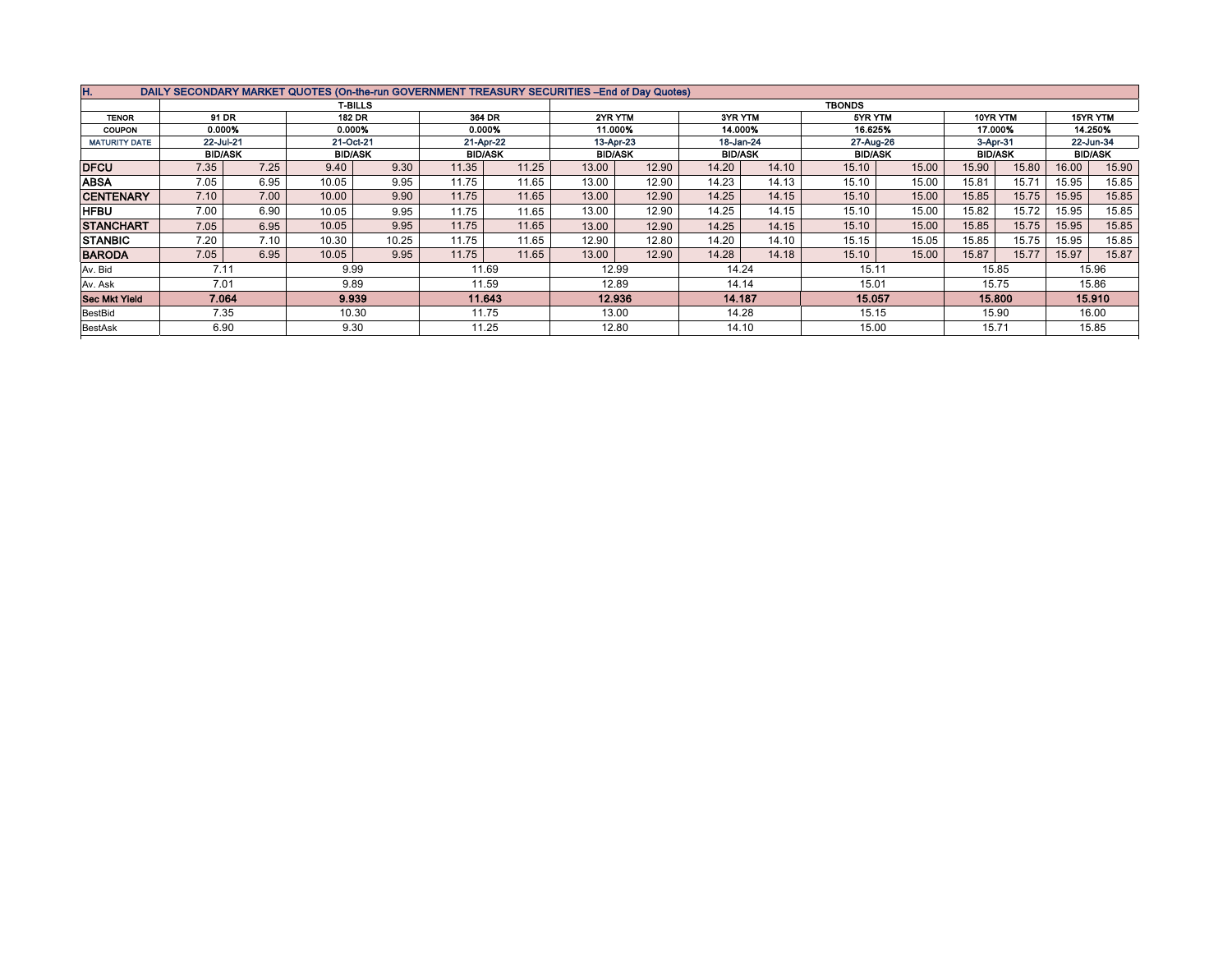| H. | DAILY SECONDARY MARKET QUOTES (On-the-run GOVERNMENT TREASURY SECURITIES –End of Day Quotes) | | | | | | | | | | | | | | | |
|---|---|---|---|---|---|---|---|---|---|---|---|---|---|---|---|---|
| | T-BILLS | | | | | | TBONDS | | | | | | | | | |
| TENOR | 91 DR | | 182 DR | | 364 DR | | 2YR YTM | | 3YR YTM | | 5YR YTM | | 10YR YTM | | 15YR YTM | |
| COUPON | 0.000% | | 0.000% | | 0.000% | | 11.000% | | 14.000% | | 16.625% | | 17.000% | | 14.250% | |
| MATURITY DATE | 22-Jul-21 | | 21-Oct-21 | | 21-Apr-22 | | 13-Apr-23 | | 18-Jan-24 | | 27-Aug-26 | | 3-Apr-31 | | 22-Jun-34 | |
| | BID/ASK | | BID/ASK | | BID/ASK | | BID/ASK | | BID/ASK | | BID/ASK | | BID/ASK | | BID/ASK | |
| DFCU | 7.35 | 7.25 | 9.40 | 9.30 | 11.35 | 11.25 | 13.00 | 12.90 | 14.20 | 14.10 | 15.10 | 15.00 | 15.90 | 15.80 | 16.00 | 15.90 |
| ABSA | 7.05 | 6.95 | 10.05 | 9.95 | 11.75 | 11.65 | 13.00 | 12.90 | 14.23 | 14.13 | 15.10 | 15.00 | 15.81 | 15.71 | 15.95 | 15.85 |
| CENTENARY | 7.10 | 7.00 | 10.00 | 9.90 | 11.75 | 11.65 | 13.00 | 12.90 | 14.25 | 14.15 | 15.10 | 15.00 | 15.85 | 15.75 | 15.95 | 15.85 |
| HFBU | 7.00 | 6.90 | 10.05 | 9.95 | 11.75 | 11.65 | 13.00 | 12.90 | 14.25 | 14.15 | 15.10 | 15.00 | 15.82 | 15.72 | 15.95 | 15.85 |
| STANCHART | 7.05 | 6.95 | 10.05 | 9.95 | 11.75 | 11.65 | 13.00 | 12.90 | 14.25 | 14.15 | 15.10 | 15.00 | 15.85 | 15.75 | 15.95 | 15.85 |
| STANBIC | 7.20 | 7.10 | 10.30 | 10.25 | 11.75 | 11.65 | 12.90 | 12.80 | 14.20 | 14.10 | 15.15 | 15.05 | 15.85 | 15.75 | 15.95 | 15.85 |
| BARODA | 7.05 | 6.95 | 10.05 | 9.95 | 11.75 | 11.65 | 13.00 | 12.90 | 14.28 | 14.18 | 15.10 | 15.00 | 15.87 | 15.77 | 15.97 | 15.87 |
| Av. Bid | 7.11 | | 9.99 | | 11.69 | | 12.99 | | 14.24 | | 15.11 | | 15.85 | | 15.96 | |
| Av. Ask | 7.01 | | 9.89 | | 11.59 | | 12.89 | | 14.14 | | 15.01 | | 15.75 | | 15.86 | |
| Sec Mkt Yield | 7.064 | | 9.939 | | 11.643 | | 12.936 | | 14.187 | | 15.057 | | 15.800 | | 15.910 | |
| BestBid | 7.35 | | 10.30 | | 11.75 | | 13.00 | | 14.28 | | 15.15 | | 15.90 | | 16.00 | |
| BestAsk | 6.90 | | 9.30 | | 11.25 | | 12.80 | | 14.10 | | 15.00 | | 15.71 | | 15.85 | |